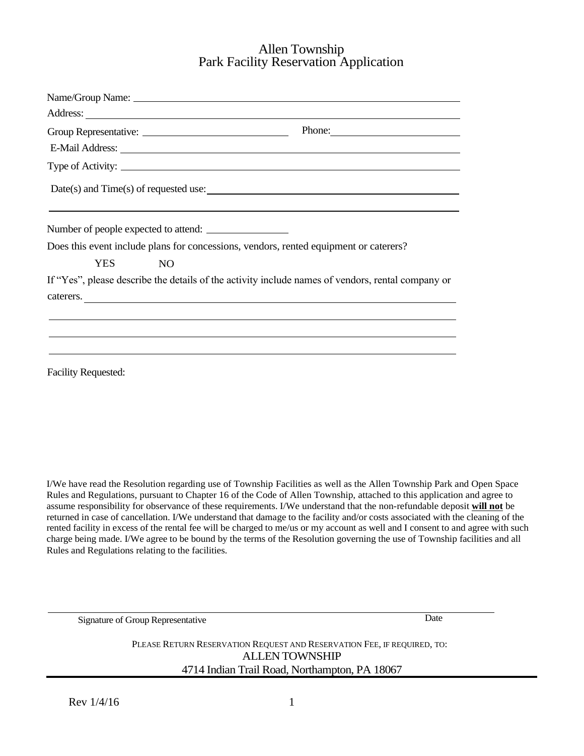# Allen Township
## Park Facility Reservation Application

Name/Group Name: ______________________________________________

Address: ______________________________________________

Group Representative: ____________________________ Phone: ______________________

E-Mail Address: ______________________________________________

Type of Activity: ______________________________________________

Date(s) and Time(s) of requested use: ______________________________________________

______________________________________________

Number of people expected to attend: ________________

Does this event include plans for concessions, vendors, rented equipment or caterers?

YES NO

If "Yes", please describe the details of the activity include names of vendors, rental company or caterers. ______________________________________________

______________________________________________

______________________________________________

______________________________________________

Facility Requested:

I/We have read the Resolution regarding use of Township Facilities as well as the Allen Township Park and Open Space Rules and Regulations, pursuant to Chapter 16 of the Code of Allen Township, attached to this application and agree to assume responsibility for observance of these requirements. I/We understand that the non-refundable deposit **will not** be returned in case of cancellation. I/We understand that damage to the facility and/or costs associated with the cleaning of the rented facility in excess of the rental fee will be charged to me/us or my account as well and I consent to and agree with such charge being made. I/We agree to be bound by the terms of the Resolution governing the use of Township facilities and all Rules and Regulations relating to the facilities.

______________________________________________

Signature of Group Representative Date

PLEASE RETURN RESERVATION REQUEST AND RESERVATION FEE, IF REQUIRED, TO:

ALLEN TOWNSHIP

4714 Indian Trail Road, Northampton, PA 18067

Rev 1/4/16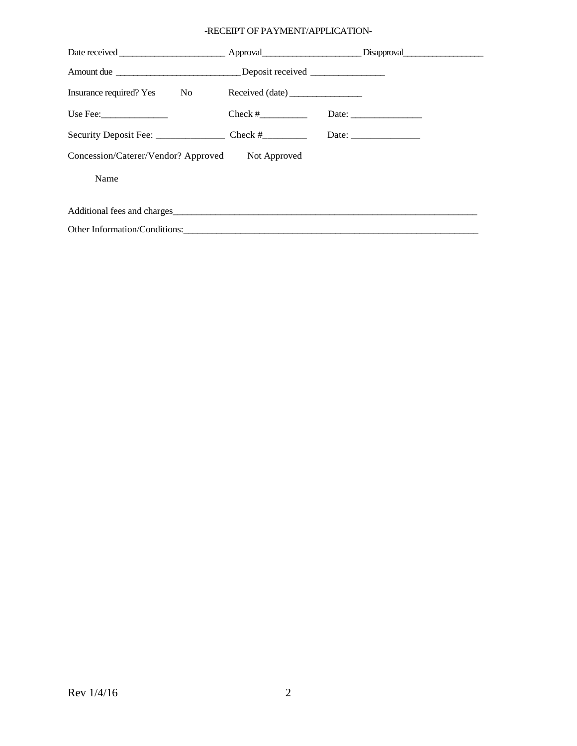-RECEIPT OF PAYMENT/APPLICATION-

Date received _______________________ Approval______________________ Disapproval__________________

Amount due ___________________________Deposit received _______________

Insurance required? Yes No Received (date) _______________

Use Fee:______________ Check #__________ Date: _______________

Security Deposit Fee: ______________ Check #_________ Date: ______________

Concession/Caterer/Vendor? Approved Not Approved

Name

Additional fees and charges__________________________________________________________________

Other Information/Conditions:_______________________________________________________________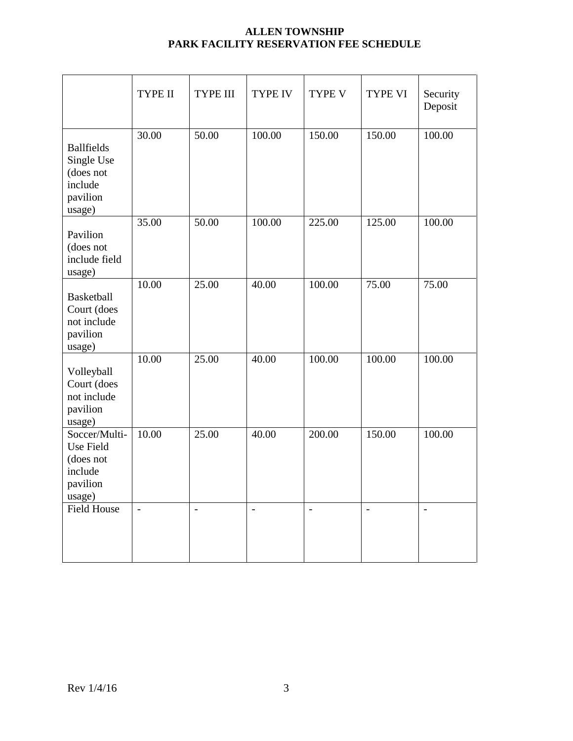# ALLEN TOWNSHIP
## PARK FACILITY RESERVATION FEE SCHEDULE

| | TYPE II | TYPE III | TYPE IV | TYPE V | TYPE VI | Security Deposit |
|---|---|---|---|---|---|---|
| Ballfields Single Use (does not include pavilion usage) | 30.00 | 50.00 | 100.00 | 150.00 | 150.00 | 100.00 |
| Pavilion (does not include field usage) | 35.00 | 50.00 | 100.00 | 225.00 | 125.00 | 100.00 |
| Basketball Court (does not include pavilion usage) | 10.00 | 25.00 | 40.00 | 100.00 | 75.00 | 75.00 |
| Volleyball Court (does not include pavilion usage) | 10.00 | 25.00 | 40.00 | 100.00 | 100.00 | 100.00 |
| Soccer/Multi-Use Field (does not include pavilion usage) | 10.00 | 25.00 | 40.00 | 200.00 | 150.00 | 100.00 |
| Field House | - | - | - | - | - | - |

Rev 1/4/16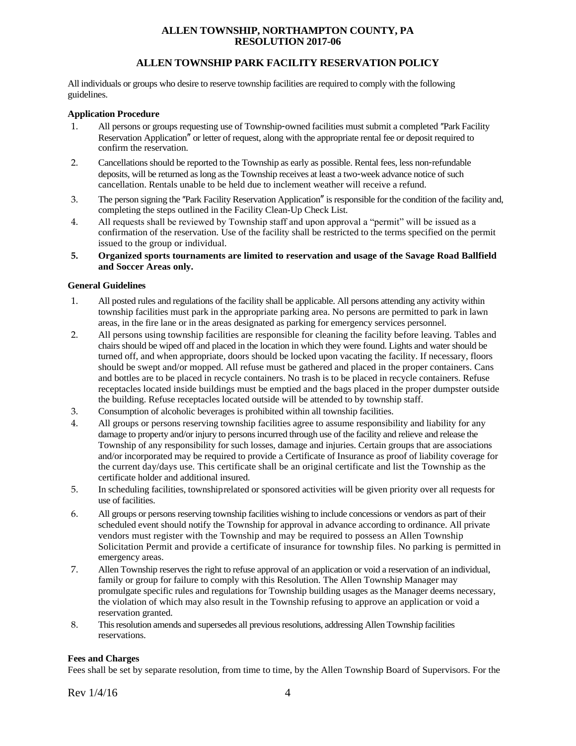# ALLEN TOWNSHIP, NORTHAMPTON COUNTY, PA
# RESOLUTION 2017-06

## ALLEN TOWNSHIP PARK FACILITY RESERVATION POLICY

All individuals or groups who desire to reserve township facilities are required to comply with the following guidelines.

### Application Procedure

1. All persons or groups requesting use of Township-owned facilities must submit a completed "Park Facility Reservation Application" or letter of request, along with the appropriate rental fee or deposit required to confirm the reservation.
2. Cancellations should be reported to the Township as early as possible. Rental fees, less non-refundable deposits, will be returned as long as the Township receives at least a two-week advance notice of such cancellation. Rentals unable to be held due to inclement weather will receive a refund.
3. The person signing the "Park Facility Reservation Application" is responsible for the condition of the facility and, completing the steps outlined in the Facility Clean-Up Check List.
4. All requests shall be reviewed by Township staff and upon approval a "permit" will be issued as a confirmation of the reservation. Use of the facility shall be restricted to the terms specified on the permit issued to the group or individual.
5. **Organized sports tournaments are limited to reservation and usage of the Savage Road Ballfield and Soccer Areas only.**

### General Guidelines

1. All posted rules and regulations of the facility shall be applicable. All persons attending any activity within township facilities must park in the appropriate parking area. No persons are permitted to park in lawn areas, in the fire lane or in the areas designated as parking for emergency services personnel.
2. All persons using township facilities are responsible for cleaning the facility before leaving. Tables and chairs should be wiped off and placed in the location in which they were found. Lights and water should be turned off, and when appropriate, doors should be locked upon vacating the facility. If necessary, floors should be swept and/or mopped. All refuse must be gathered and placed in the proper containers. Cans and bottles are to be placed in recycle containers. No trash is to be placed in recycle containers. Refuse receptacles located inside buildings must be emptied and the bags placed in the proper dumpster outside the building. Refuse receptacles located outside will be attended to by township staff.
3. Consumption of alcoholic beverages is prohibited within all township facilities.
4. All groups or persons reserving township facilities agree to assume responsibility and liability for any damage to property and/or injury to persons incurred through use of the facility and relieve and release the Township of any responsibility for such losses, damage and injuries. Certain groups that are associations and/or incorporated may be required to provide a Certificate of Insurance as proof of liability coverage for the current day/days use. This certificate shall be an original certificate and list the Township as the certificate holder and additional insured.
5. In scheduling facilities, townshiprelated or sponsored activities will be given priority over all requests for use of facilities.
6. All groups or persons reserving township facilities wishing to include concessions or vendors as part of their scheduled event should notify the Township for approval in advance according to ordinance. All private vendors must register with the Township and may be required to possess an Allen Township Solicitation Permit and provide a certificate of insurance for township files. No parking is permitted in emergency areas.
7. Allen Township reserves the right to refuse approval of an application or void a reservation of an individual, family or group for failure to comply with this Resolution. The Allen Township Manager may promulgate specific rules and regulations for Township building usages as the Manager deems necessary, the violation of which may also result in the Township refusing to approve an application or void a reservation granted.
8. This resolution amends and supersedes all previous resolutions, addressing Allen Township facilities reservations.

### Fees and Charges

Fees shall be set by separate resolution, from time to time, by the Allen Township Board of Supervisors. For the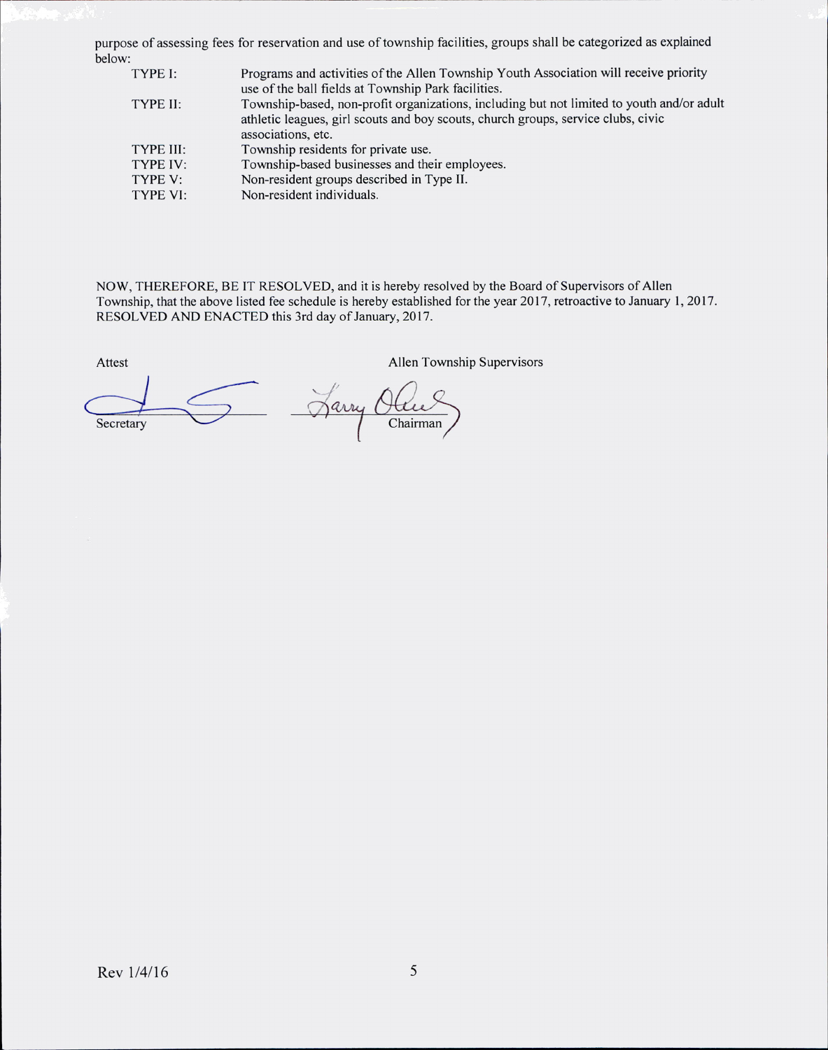purpose of assessing fees for reservation and use of township facilities, groups shall be categorized as explained below:

| | |
|---|---|
| TYPE I: | Programs and activities of the Allen Township Youth Association will receive priority use of the ball fields at Township Park facilities. |
| TYPE II: | Township-based, non-profit organizations, including but not limited to youth and/or adult athletic leagues, girl scouts and boy scouts, church groups, service clubs, civic associations, etc. |
| TYPE III: | Township residents for private use. |
| TYPE IV: | Township-based businesses and their employees. |
| TYPE V: | Non-resident groups described in Type II. |
| TYPE VI: | Non-resident individuals. |

NOW, THEREFORE, BE IT RESOLVED, and it is hereby resolved by the Board of Supervisors of Allen Township, that the above listed fee schedule is hereby established for the year 2017, retroactive to January 1, 2017. RESOLVED AND ENACTED this 3rd day of January, 2017.

Attest

Secretary

Allen Township Supervisors

Larry Oberly

Chairman

Rev 1/4/16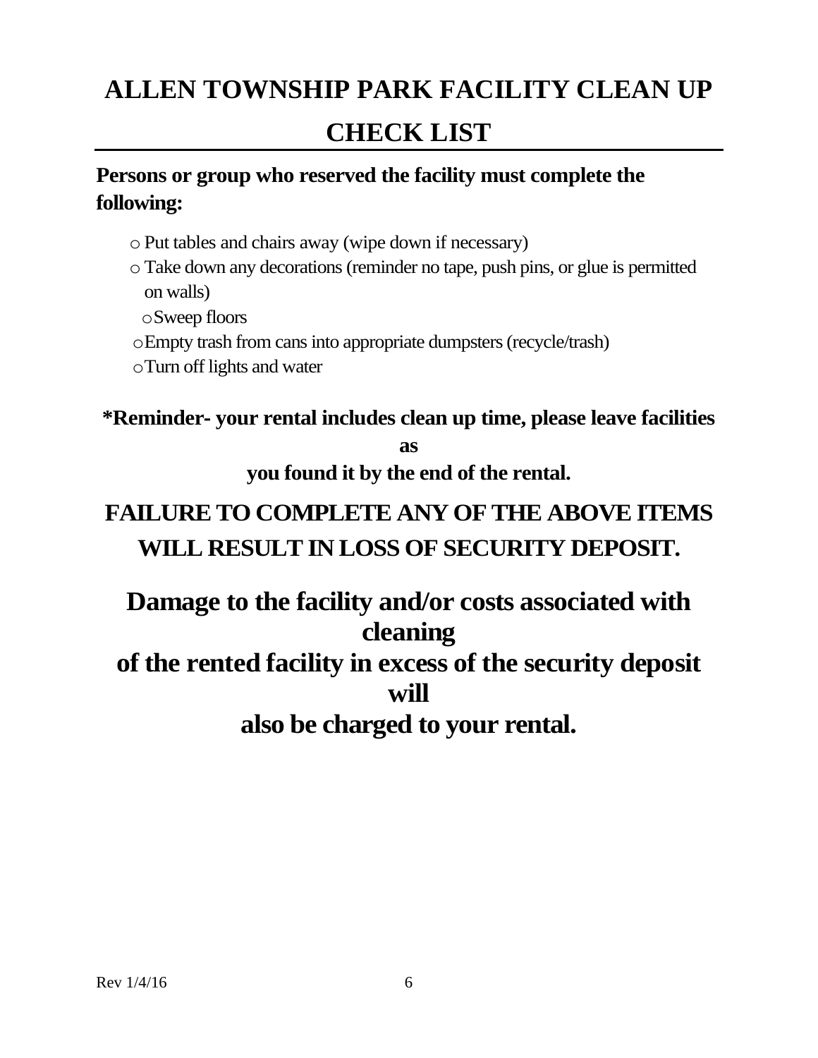# ALLEN TOWNSHIP PARK FACILITY CLEAN UP CHECK LIST

**Persons or group who reserved the facility must complete the following:**

- Put tables and chairs away (wipe down if necessary)
- Take down any decorations (reminder no tape, push pins, or glue is permitted on walls)
- Sweep floors
- Empty trash from cans into appropriate dumpsters (recycle/trash)
- Turn off lights and water

**\*Reminder- your rental includes clean up time, please leave facilities as you found it by the end of the rental.**

## FAILURE TO COMPLETE ANY OF THE ABOVE ITEMS WILL RESULT IN LOSS OF SECURITY DEPOSIT.

## Damage to the facility and/or costs associated with cleaning of the rented facility in excess of the security deposit will also be charged to your rental.

Rev 1/4/16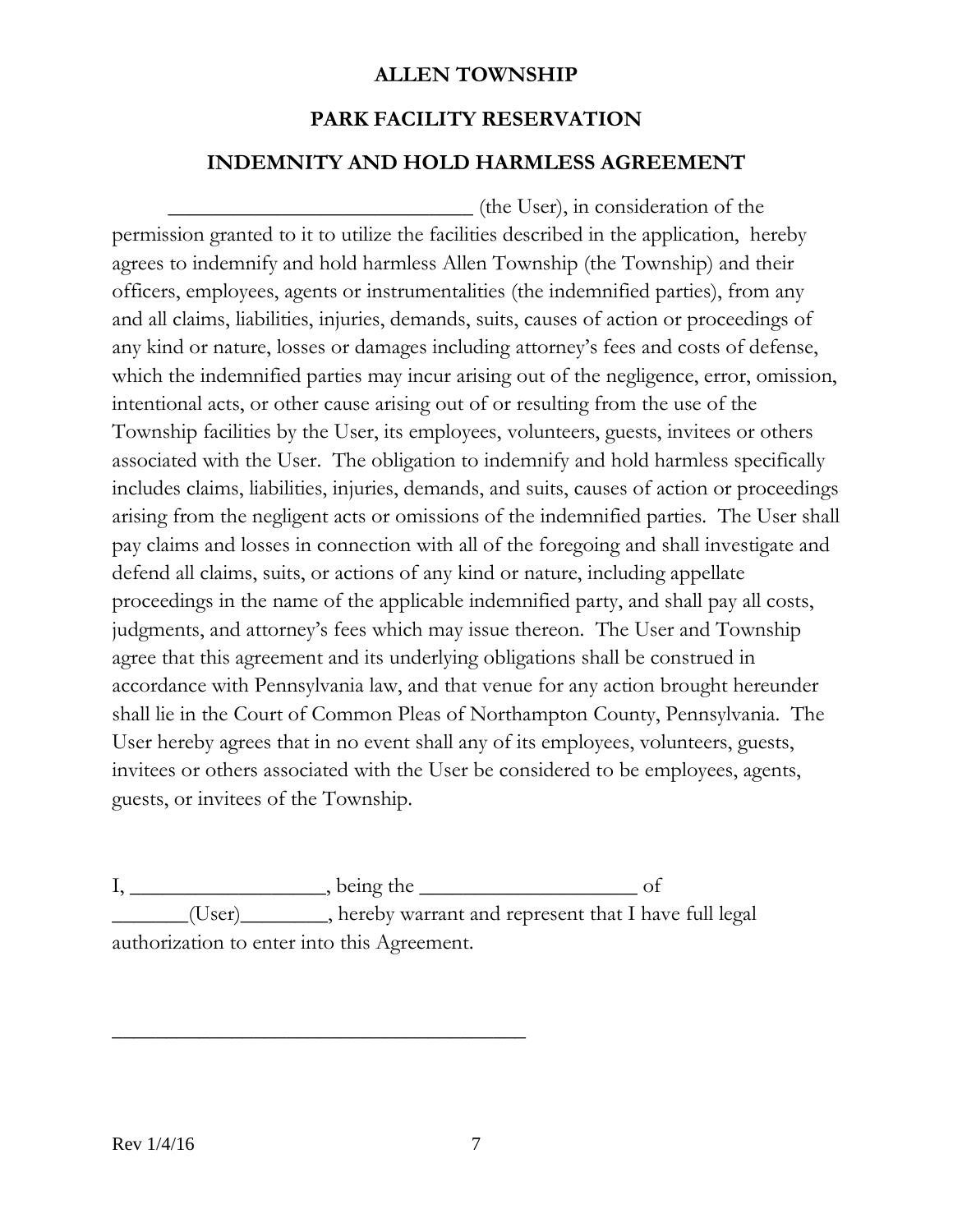# ALLEN TOWNSHIP

## PARK FACILITY RESERVATION

## INDEMNITY AND HOLD HARMLESS AGREEMENT

____________________________ (the User), in consideration of the permission granted to it to utilize the facilities described in the application, hereby agrees to indemnify and hold harmless Allen Township (the Township) and their officers, employees, agents or instrumentalities (the indemnified parties), from any and all claims, liabilities, injuries, demands, suits, causes of action or proceedings of any kind or nature, losses or damages including attorney's fees and costs of defense, which the indemnified parties may incur arising out of the negligence, error, omission, intentional acts, or other cause arising out of or resulting from the use of the Township facilities by the User, its employees, volunteers, guests, invitees or others associated with the User. The obligation to indemnify and hold harmless specifically includes claims, liabilities, injuries, demands, and suits, causes of action or proceedings arising from the negligent acts or omissions of the indemnified parties. The User shall pay claims and losses in connection with all of the foregoing and shall investigate and defend all claims, suits, or actions of any kind or nature, including appellate proceedings in the name of the applicable indemnified party, and shall pay all costs, judgments, and attorney's fees which may issue thereon. The User and Township agree that this agreement and its underlying obligations shall be construed in accordance with Pennsylvania law, and that venue for any action brought hereunder shall lie in the Court of Common Pleas of Northampton County, Pennsylvania. The User hereby agrees that in no event shall any of its employees, volunteers, guests, invitees or others associated with the User be considered to be employees, agents, guests, or invitees of the Township.

I, __________________, being the ____________________ of _______(User)________, hereby warrant and represent that I have full legal authorization to enter into this Agreement.

______________________________________

Rev 1/4/16